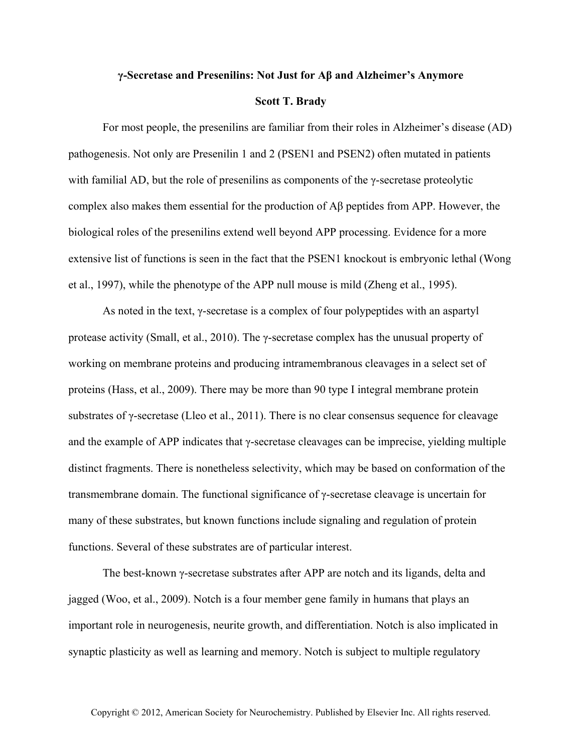# γ-Secretase and Presenilins: Not Just for Aβ and Alzheimer's Anymore

**Scott T. Brady**

For most people, the presenilins are familiar from their roles in Alzheimer's disease (AD) pathogenesis. Not only are Presenilin 1 and 2 (PSEN1 and PSEN2) often mutated in patients with familial AD, but the role of presenilins as components of the γ-secretase proteolytic complex also makes them essential for the production of Aβ peptides from APP. However, the biological roles of the presenilins extend well beyond APP processing. Evidence for a more extensive list of functions is seen in the fact that the PSEN1 knockout is embryonic lethal (Wong et al., 1997), while the phenotype of the APP null mouse is mild (Zheng et al., 1995).

As noted in the text, γ-secretase is a complex of four polypeptides with an aspartyl protease activity (Small, et al., 2010). The γ-secretase complex has the unusual property of working on membrane proteins and producing intramembranous cleavages in a select set of proteins (Hass, et al., 2009). There may be more than 90 type I integral membrane protein substrates of γ-secretase (Lleo et al., 2011). There is no clear consensus sequence for cleavage and the example of APP indicates that γ-secretase cleavages can be imprecise, yielding multiple distinct fragments. There is nonetheless selectivity, which may be based on conformation of the transmembrane domain. The functional significance of γ-secretase cleavage is uncertain for many of these substrates, but known functions include signaling and regulation of protein functions. Several of these substrates are of particular interest.

The best-known γ-secretase substrates after APP are notch and its ligands, delta and jagged (Woo, et al., 2009). Notch is a four member gene family in humans that plays an important role in neurogenesis, neurite growth, and differentiation. Notch is also implicated in synaptic plasticity as well as learning and memory. Notch is subject to multiple regulatory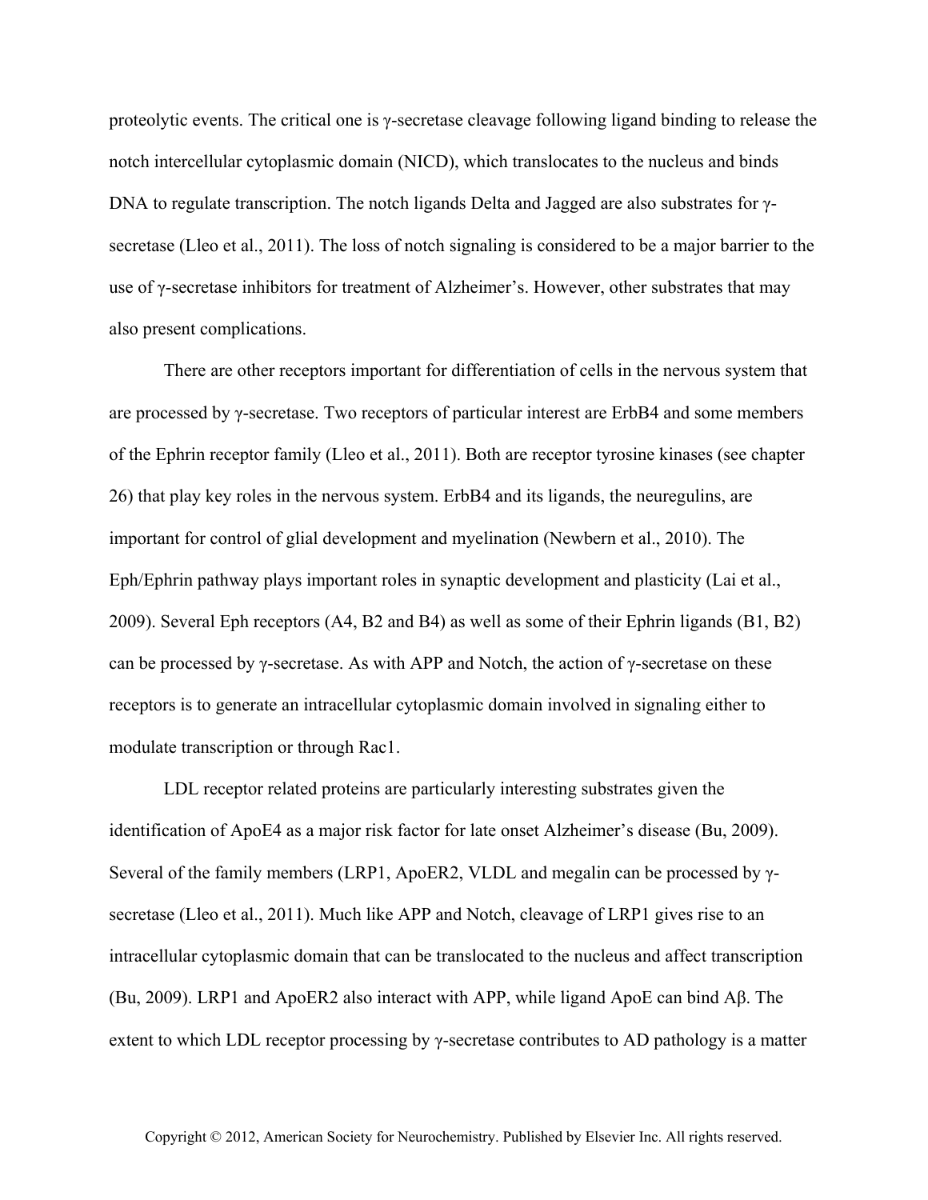proteolytic events. The critical one is γ-secretase cleavage following ligand binding to release the notch intercellular cytoplasmic domain (NICD), which translocates to the nucleus and binds DNA to regulate transcription. The notch ligands Delta and Jagged are also substrates for γ-secretase (Lleo et al., 2011). The loss of notch signaling is considered to be a major barrier to the use of γ-secretase inhibitors for treatment of Alzheimer's. However, other substrates that may also present complications.

There are other receptors important for differentiation of cells in the nervous system that are processed by γ-secretase. Two receptors of particular interest are ErbB4 and some members of the Ephrin receptor family (Lleo et al., 2011). Both are receptor tyrosine kinases (see chapter 26) that play key roles in the nervous system. ErbB4 and its ligands, the neuregulins, are important for control of glial development and myelination (Newbern et al., 2010). The Eph/Ephrin pathway plays important roles in synaptic development and plasticity (Lai et al., 2009). Several Eph receptors (A4, B2 and B4) as well as some of their Ephrin ligands (B1, B2) can be processed by γ-secretase. As with APP and Notch, the action of γ-secretase on these receptors is to generate an intracellular cytoplasmic domain involved in signaling either to modulate transcription or through Rac1.

LDL receptor related proteins are particularly interesting substrates given the identification of ApoE4 as a major risk factor for late onset Alzheimer's disease (Bu, 2009). Several of the family members (LRP1, ApoER2, VLDL and megalin can be processed by γ-secretase (Lleo et al., 2011). Much like APP and Notch, cleavage of LRP1 gives rise to an intracellular cytoplasmic domain that can be translocated to the nucleus and affect transcription (Bu, 2009). LRP1 and ApoER2 also interact with APP, while ligand ApoE can bind Aβ. The extent to which LDL receptor processing by γ-secretase contributes to AD pathology is a matter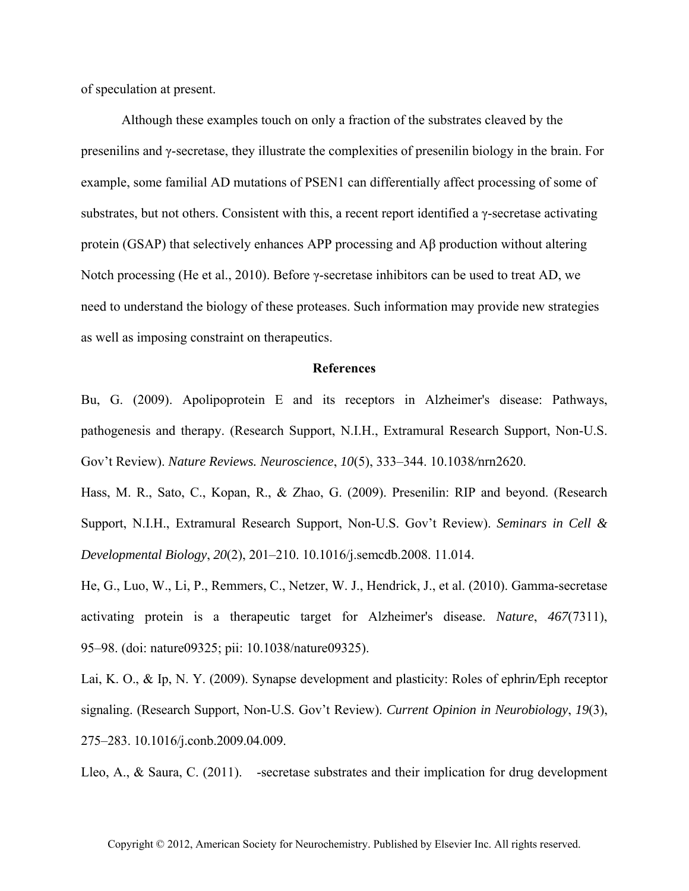of speculation at present.

Although these examples touch on only a fraction of the substrates cleaved by the presenilins and γ-secretase, they illustrate the complexities of presenilin biology in the brain. For example, some familial AD mutations of PSEN1 can differentially affect processing of some of substrates, but not others. Consistent with this, a recent report identified a γ-secretase activating protein (GSAP) that selectively enhances APP processing and Aβ production without altering Notch processing (He et al., 2010). Before γ-secretase inhibitors can be used to treat AD, we need to understand the biology of these proteases. Such information may provide new strategies as well as imposing constraint on therapeutics.

## References

Bu, G. (2009). Apolipoprotein E and its receptors in Alzheimer's disease: Pathways, pathogenesis and therapy. (Research Support, N.I.H., Extramural Research Support, Non-U.S. Gov't Review). *Nature Reviews. Neuroscience*, *10*(5), 333–344. 10.1038/nrn2620.

Hass, M. R., Sato, C., Kopan, R., & Zhao, G. (2009). Presenilin: RIP and beyond. (Research Support, N.I.H., Extramural Research Support, Non-U.S. Gov't Review). *Seminars in Cell & Developmental Biology*, *20*(2), 201–210. 10.1016/j.semcdb.2008. 11.014.

He, G., Luo, W., Li, P., Remmers, C., Netzer, W. J., Hendrick, J., et al. (2010). Gamma-secretase activating protein is a therapeutic target for Alzheimer's disease. *Nature*, *467*(7311), 95–98. (doi: nature09325; pii: 10.1038/nature09325).

Lai, K. O., & Ip, N. Y. (2009). Synapse development and plasticity: Roles of ephrin/Eph receptor signaling. (Research Support, Non-U.S. Gov't Review). *Current Opinion in Neurobiology*, *19*(3), 275–283. 10.1016/j.conb.2009.04.009.

Lleo, A., & Saura, C. (2011). -secretase substrates and their implication for drug development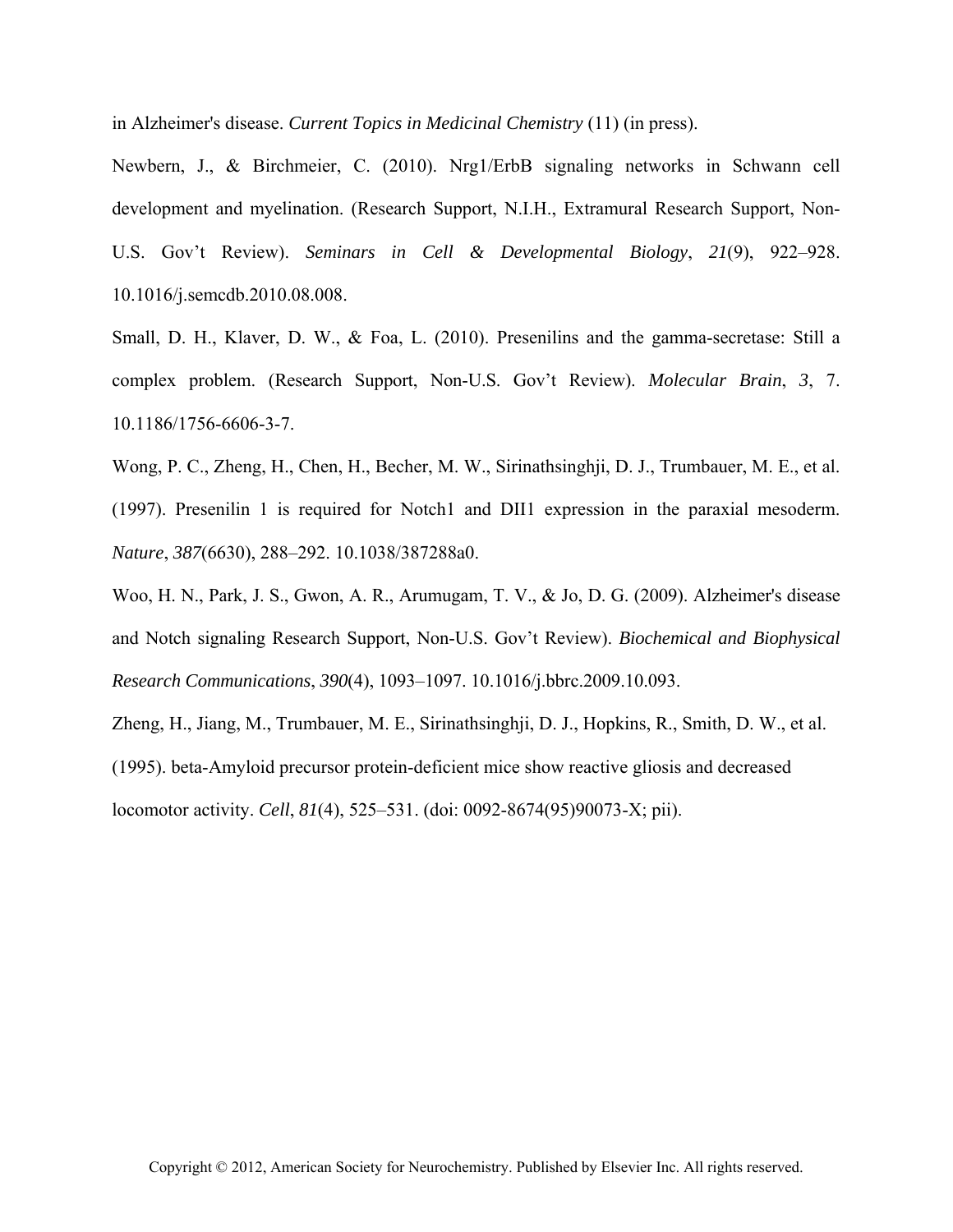in Alzheimer's disease. *Current Topics in Medicinal Chemistry* (11) (in press).

Newbern, J., & Birchmeier, C. (2010). Nrg1/ErbB signaling networks in Schwann cell development and myelination. (Research Support, N.I.H., Extramural Research Support, Non-U.S. Gov't Review). *Seminars in Cell & Developmental Biology*, *21*(9), 922–928. 10.1016/j.semcdb.2010.08.008.

Small, D. H., Klaver, D. W., & Foa, L. (2010). Presenilins and the gamma-secretase: Still a complex problem. (Research Support, Non-U.S. Gov't Review). *Molecular Brain*, *3*, 7. 10.1186/1756-6606-3-7.

Wong, P. C., Zheng, H., Chen, H., Becher, M. W., Sirinathsinghji, D. J., Trumbauer, M. E., et al. (1997). Presenilin 1 is required for Notch1 and DII1 expression in the paraxial mesoderm. *Nature*, *387*(6630), 288–292. 10.1038/387288a0.

Woo, H. N., Park, J. S., Gwon, A. R., Arumugam, T. V., & Jo, D. G. (2009). Alzheimer's disease and Notch signaling Research Support, Non-U.S. Gov't Review). *Biochemical and Biophysical Research Communications*, *390*(4), 1093–1097. 10.1016/j.bbrc.2009.10.093.

Zheng, H., Jiang, M., Trumbauer, M. E., Sirinathsinghji, D. J., Hopkins, R., Smith, D. W., et al. (1995). beta-Amyloid precursor protein-deficient mice show reactive gliosis and decreased locomotor activity. *Cell*, *81*(4), 525–531. (doi: 0092-8674(95)90073-X; pii).

Copyright © 2012, American Society for Neurochemistry. Published by Elsevier Inc. All rights reserved.